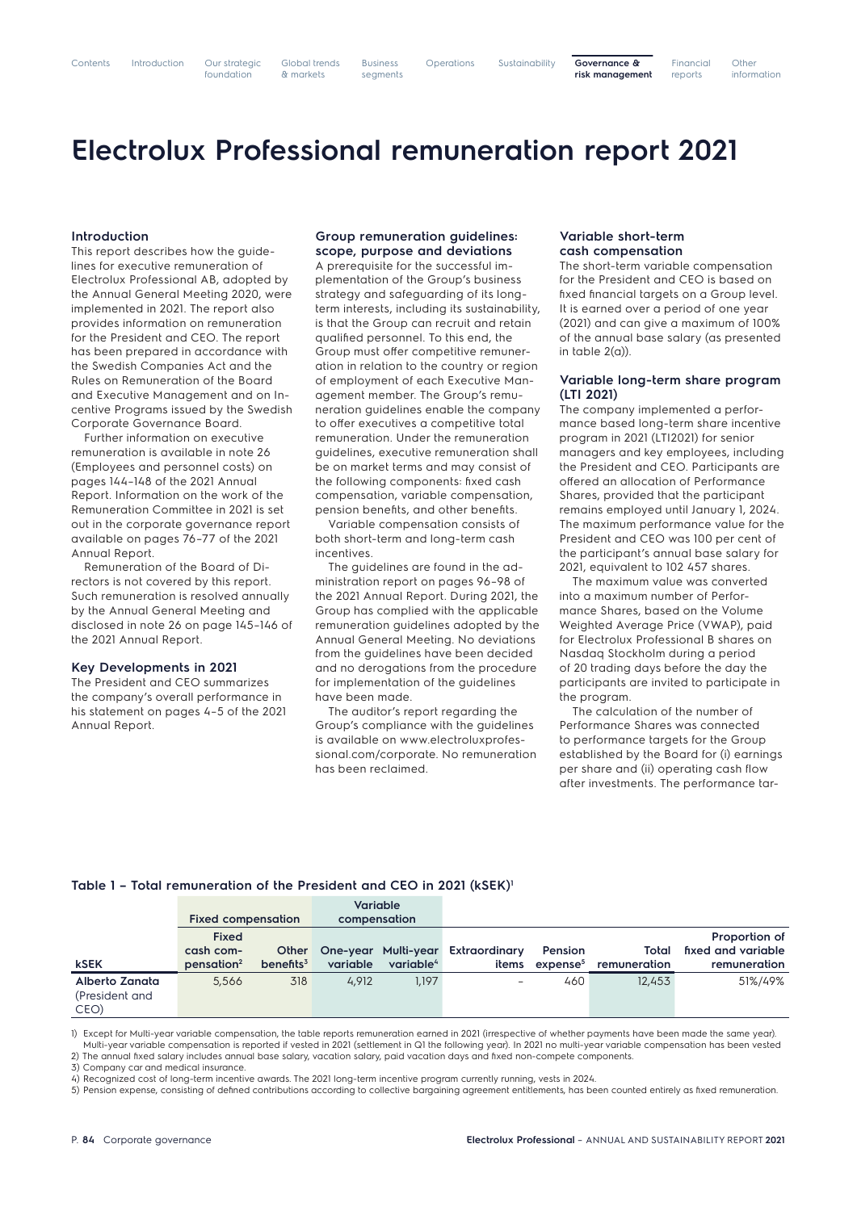# Electrolux Professional remuneration report 2021

### Introduction

This report describes how the guidelines for executive remuneration of Electrolux Professional AB, adopted by the Annual General Meeting 2020, were implemented in 2021. The report also provides information on remuneration for the President and CEO. The report has been prepared in accordance with the Swedish Companies Act and the Rules on Remuneration of the Board and Executive Management and on Incentive Programs issued by the Swedish Corporate Governance Board.

Further information on executive remuneration is available in note 26 (Employees and personnel costs) on pages 144–148 of the 2021 Annual Report. Information on the work of the Remuneration Committee in 2021 is set out in the corporate governance report available on pages 76–77 of the 2021 Annual Report.

Remuneration of the Board of Directors is not covered by this report. Such remuneration is resolved annually by the Annual General Meeting and disclosed in note 26 on page 145–146 of the 2021 Annual Report.

### Key Developments in 2021

The President and CEO summarizes the company's overall performance in his statement on pages 4–5 of the 2021 Annual Report.

### Group remuneration guidelines: scope, purpose and deviations

A prerequisite for the successful implementation of the Group's business strategy and safeguarding of its long-term interests, including its sustainability, is that the Group can recruit and retain qualified personnel. To this end, the Group must offer competitive remuneration in relation to the country or region of employment of each Executive Management member. The Group's remuneration guidelines enable the company to offer executives a competitive total remuneration. Under the remuneration guidelines, executive remuneration shall be on market terms and may consist of the following components: fixed cash compensation, variable compensation, pension benefits, and other benefits.

Variable compensation consists of both short-term and long-term cash incentives.

The guidelines are found in the administration report on pages 96–98 of the 2021 Annual Report. During 2021, the Group has complied with the applicable remuneration guidelines adopted by the Annual General Meeting. No deviations from the guidelines have been decided and no derogations from the procedure for implementation of the guidelines have been made.

The auditor's report regarding the Group's compliance with the guidelines is available on www.electroluxprofessional.com/corporate. No remuneration has been reclaimed.

### Variable short-term cash compensation

The short-term variable compensation for the President and CEO is based on fixed financial targets on a Group level. It is earned over a period of one year (2021) and can give a maximum of 100% of the annual base salary (as presented in table 2(a)).

### Variable long-term share program (LTI 2021)

The company implemented a performance based long-term share incentive program in 2021 (LTI2021) for senior managers and key employees, including the President and CEO. Participants are offered an allocation of Performance Shares, provided that the participant remains employed until January 1, 2024. The maximum performance value for the President and CEO was 100 per cent of the participant's annual base salary for 2021, equivalent to 102 457 shares.

The maximum value was converted into a maximum number of Performance Shares, based on the Volume Weighted Average Price (VWAP), paid for Electrolux Professional B shares on Nasdaq Stockholm during a period of 20 trading days before the day the participants are invited to participate in the program.

The calculation of the number of Performance Shares was connected to performance targets for the Group established by the Board for (i) earnings per share and (ii) operating cash flow after investments. The performance tar-

### Table 1 – Total remuneration of the President and CEO in 2021 (kSEK)[1]

| | Fixed compensation | | Variable compensation | | | | | |
|---|---|---|---|---|---|---|---|---|
| kSEK | Fixed cash compensation[2] | Other benefits[3] | One-year variable | Multi-year variable[4] | Extraordinary items | Pension expense[5] | Total remuneration | Proportion of fixed and variable remuneration |
| Alberto Zanata (President and CEO) | 5,566 | 318 | 4,912 | 1,197 | – | 460 | 12,453 | 51%/49% |

1) Except for Multi-year variable compensation, the table reports remuneration earned in 2021 (irrespective of whether payments have been made the same year). Multi-year variable compensation is reported if vested in 2021 (settlement in Q1 the following year). In 2021 no multi-year variable compensation has been vested
2) The annual fixed salary includes annual base salary, vacation salary, paid vacation days and fixed non-compete components.
3) Company car and medical insurance.
4) Recognized cost of long-term incentive awards. The 2021 long-term incentive program currently running, vests in 2024.
5) Pension expense, consisting of defined contributions according to collective bargaining agreement entitlements, has been counted entirely as fixed remuneration.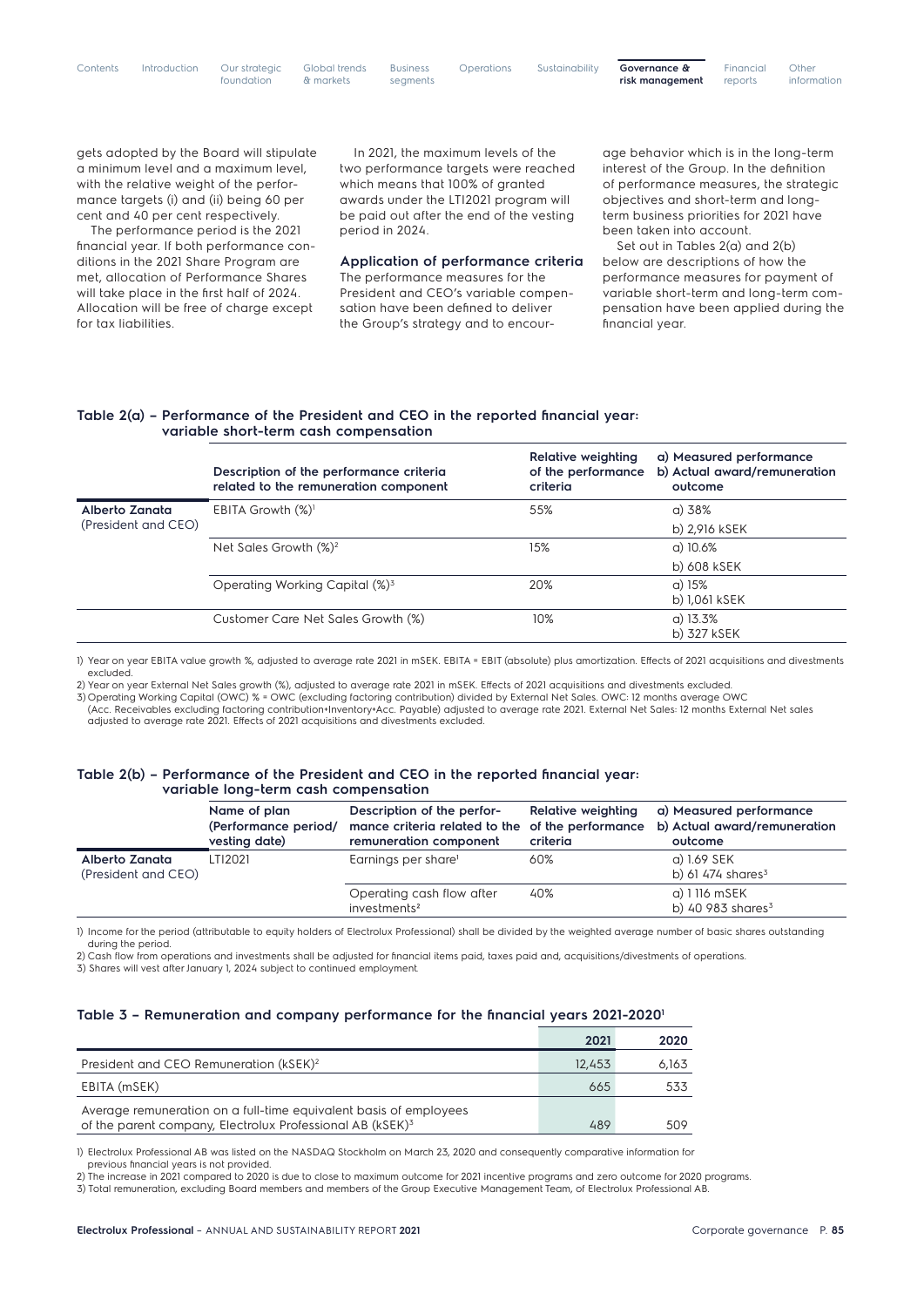gets adopted by the Board will stipulate a minimum level and a maximum level, with the relative weight of the performance targets (i) and (ii) being 60 per cent and 40 per cent respectively.

The performance period is the 2021 financial year. If both performance conditions in the 2021 Share Program are met, allocation of Performance Shares will take place in the first half of 2024. Allocation will be free of charge except for tax liabilities.

In 2021, the maximum levels of the two performance targets were reached which means that 100% of granted awards under the LTI2021 program will be paid out after the end of the vesting period in 2024.

### Application of performance criteria

The performance measures for the President and CEO's variable compensation have been defined to deliver the Group's strategy and to encourage behavior which is in the long-term interest of the Group. In the definition of performance measures, the strategic objectives and short-term and long-term business priorities for 2021 have been taken into account.

Set out in Tables 2(a) and 2(b) below are descriptions of how the performance measures for payment of variable short-term and long-term compensation have been applied during the financial year.

### Table 2(a) – Performance of the President and CEO in the reported financial year: variable short-term cash compensation

| | Description of the performance criteria related to the remuneration component | Relative weighting of the performance criteria | a) Measured performance b) Actual award/remuneration outcome |
|---|---|---|---|
| Alberto Zanata (President and CEO) | EBITA Growth (%)[1] | 55% | a) 38% b) 2,916 kSEK |
| | Net Sales Growth (%)[2] | 15% | a) 10.6% b) 608 kSEK |
| | Operating Working Capital (%)[3] | 20% | a) 15% b) 1,061 kSEK |
| | Customer Care Net Sales Growth (%) | 10% | a) 13.3% b) 327 kSEK |

1) Year on year EBITA value growth %, adjusted to average rate 2021 in mSEK. EBITA = EBIT (absolute) plus amortization. Effects of 2021 acquisitions and divestments excluded.

2) Year on year External Net Sales growth (%), adjusted to average rate 2021 in mSEK. Effects of 2021 acquisitions and divestments excluded.

3) Operating Working Capital (OWC) % = OWC (excluding factoring contribution) divided by External Net Sales. OWC: 12 months average OWC (Acc. Receivables excluding factoring contribution+Inventory+Acc. Payable) adjusted to average rate 2021. External Net Sales: 12 months External Net sales adjusted to average rate 2021. Effects of 2021 acquisitions and divestments excluded.

### Table 2(b) – Performance of the President and CEO in the reported financial year: variable long-term cash compensation

| | Name of plan (Performance period/ vesting date) | Description of the performance criteria related to the remuneration component | Relative weighting of the performance criteria | a) Measured performance b) Actual award/remuneration outcome |
|---|---|---|---|---|
| Alberto Zanata (President and CEO) | LTI2021 | Earnings per share[1] | 60% | a) 1.69 SEK b) 61 474 shares[3] |
| | | Operating cash flow after investments[2] | 40% | a) 1 116 mSEK b) 40 983 shares[3] |

1) Income for the period (attributable to equity holders of Electrolux Professional) shall be divided by the weighted average number of basic shares outstanding during the period.

2) Cash flow from operations and investments shall be adjusted for financial items paid, taxes paid and, acquisitions/divestments of operations.

3) Shares will vest after January 1, 2024 subject to continued employment.

### Table 3 – Remuneration and company performance for the financial years 2021-2020[1]

| | 2021 | 2020 |
|---|---|---|
| President and CEO Remuneration (kSEK)[2] | 12,453 | 6,163 |
| EBITA (mSEK) | 665 | 533 |
| Average remuneration on a full-time equivalent basis of employees of the parent company, Electrolux Professional AB (kSEK)[3] | 489 | 509 |

1) Electrolux Professional AB was listed on the NASDAQ Stockholm on March 23, 2020 and consequently comparative information for previous financial years is not provided.

2) The increase in 2021 compared to 2020 is due to close to maximum outcome for 2021 incentive programs and zero outcome for 2020 programs.

3) Total remuneration, excluding Board members and members of the Group Executive Management Team, of Electrolux Professional AB.